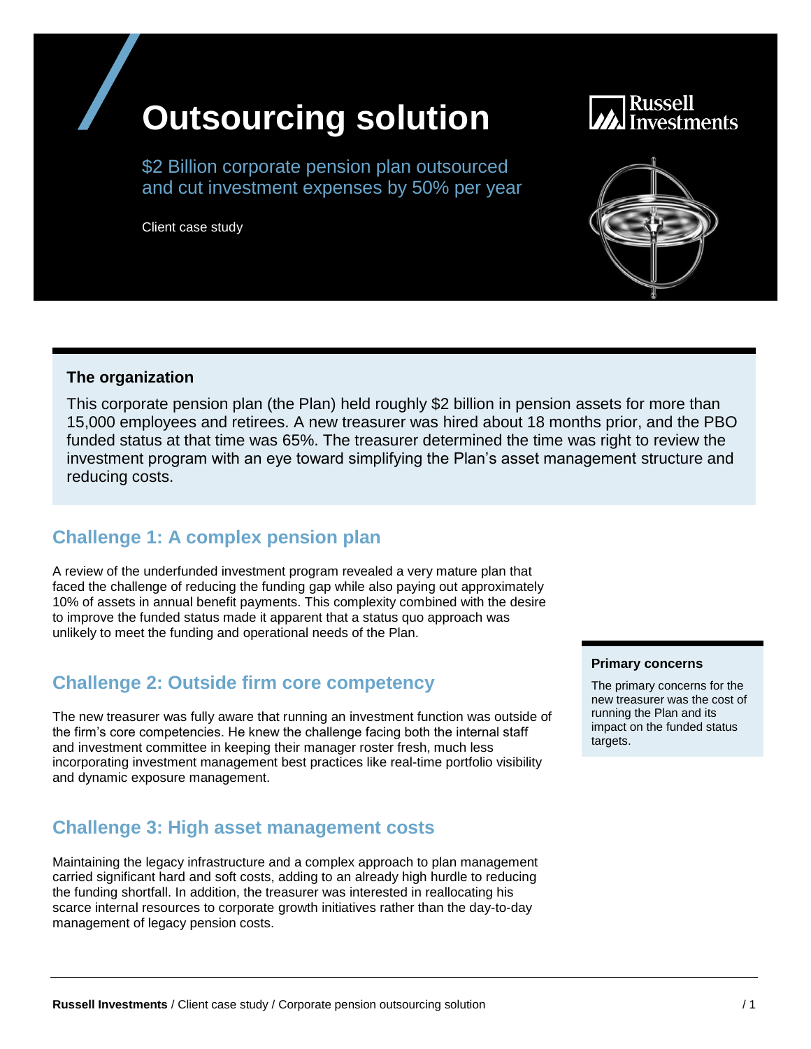# Outsourcing solution

$2 Billion corporate pension plan outsourced and cut investment expenses by 50% per year

Client case study

Russell Investments

### The organization

This corporate pension plan (the Plan) held roughly $2 billion in pension assets for more than 15,000 employees and retirees. A new treasurer was hired about 18 months prior, and the PBO funded status at that time was 65%. The treasurer determined the time was right to review the investment program with an eye toward simplifying the Plan's asset management structure and reducing costs.

## Challenge 1: A complex pension plan

A review of the underfunded investment program revealed a very mature plan that faced the challenge of reducing the funding gap while also paying out approximately 10% of assets in annual benefit payments. This complexity combined with the desire to improve the funded status made it apparent that a status quo approach was unlikely to meet the funding and operational needs of the Plan.

## Challenge 2: Outside firm core competency

The new treasurer was fully aware that running an investment function was outside of the firm's core competencies. He knew the challenge facing both the internal staff and investment committee in keeping their manager roster fresh, much less incorporating investment management best practices like real-time portfolio visibility and dynamic exposure management.

## Challenge 3: High asset management costs

Maintaining the legacy infrastructure and a complex approach to plan management carried significant hard and soft costs, adding to an already high hurdle to reducing the funding shortfall. In addition, the treasurer was interested in reallocating his scarce internal resources to corporate growth initiatives rather than the day-to-day management of legacy pension costs.

**Primary concerns**

The primary concerns for the new treasurer was the cost of running the Plan and its impact on the funded status targets.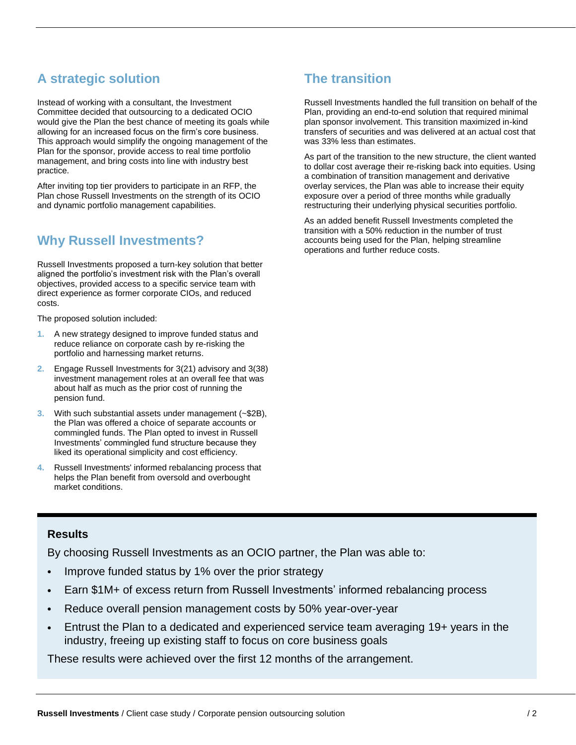## A strategic solution

Instead of working with a consultant, the Investment Committee decided that outsourcing to a dedicated OCIO would give the Plan the best chance of meeting its goals while allowing for an increased focus on the firm's core business. This approach would simplify the ongoing management of the Plan for the sponsor, provide access to real time portfolio management, and bring costs into line with industry best practice.

After inviting top tier providers to participate in an RFP, the Plan chose Russell Investments on the strength of its OCIO and dynamic portfolio management capabilities.

## Why Russell Investments?

Russell Investments proposed a turn-key solution that better aligned the portfolio's investment risk with the Plan's overall objectives, provided access to a specific service team with direct experience as former corporate CIOs, and reduced costs.

The proposed solution included:

1. A new strategy designed to improve funded status and reduce reliance on corporate cash by re-risking the portfolio and harnessing market returns.
2. Engage Russell Investments for 3(21) advisory and 3(38) investment management roles at an overall fee that was about half as much as the prior cost of running the pension fund.
3. With such substantial assets under management (~$2B), the Plan was offered a choice of separate accounts or commingled funds. The Plan opted to invest in Russell Investments' commingled fund structure because they liked its operational simplicity and cost efficiency.
4. Russell Investments' informed rebalancing process that helps the Plan benefit from oversold and overbought market conditions.

## The transition

Russell Investments handled the full transition on behalf of the Plan, providing an end-to-end solution that required minimal plan sponsor involvement. This transition maximized in-kind transfers of securities and was delivered at an actual cost that was 33% less than estimates.

As part of the transition to the new structure, the client wanted to dollar cost average their re-risking back into equities. Using a combination of transition management and derivative overlay services, the Plan was able to increase their equity exposure over a period of three months while gradually restructuring their underlying physical securities portfolio.

As an added benefit Russell Investments completed the transition with a 50% reduction in the number of trust accounts being used for the Plan, helping streamline operations and further reduce costs.

### Results

By choosing Russell Investments as an OCIO partner, the Plan was able to:

- Improve funded status by 1% over the prior strategy
- Earn $1M+ of excess return from Russell Investments' informed rebalancing process
- Reduce overall pension management costs by 50% year-over-year
- Entrust the Plan to a dedicated and experienced service team averaging 19+ years in the industry, freeing up existing staff to focus on core business goals

These results were achieved over the first 12 months of the arrangement.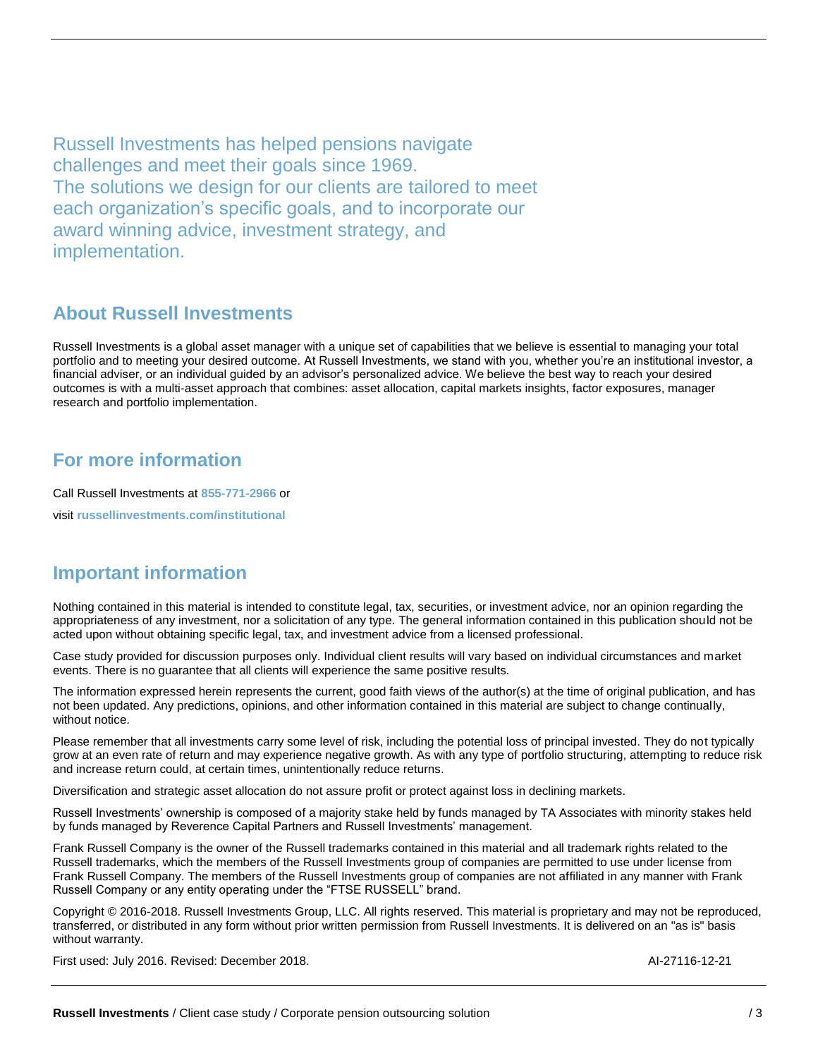Russell Investments has helped pensions navigate challenges and meet their goals since 1969.
The solutions we design for our clients are tailored to meet each organization's specific goals, and to incorporate our award winning advice, investment strategy, and implementation.

## About Russell Investments

Russell Investments is a global asset manager with a unique set of capabilities that we believe is essential to managing your total portfolio and to meeting your desired outcome. At Russell Investments, we stand with you, whether you're an institutional investor, a financial adviser, or an individual guided by an advisor's personalized advice. We believe the best way to reach your desired outcomes is with a multi-asset approach that combines: asset allocation, capital markets insights, factor exposures, manager research and portfolio implementation.

## For more information

Call Russell Investments at **855-771-2966** or

visit **russellinvestments.com/institutional**

## Important information

Nothing contained in this material is intended to constitute legal, tax, securities, or investment advice, nor an opinion regarding the appropriateness of any investment, nor a solicitation of any type. The general information contained in this publication should not be acted upon without obtaining specific legal, tax, and investment advice from a licensed professional.

Case study provided for discussion purposes only. Individual client results will vary based on individual circumstances and market events. There is no guarantee that all clients will experience the same positive results.

The information expressed herein represents the current, good faith views of the author(s) at the time of original publication, and has not been updated. Any predictions, opinions, and other information contained in this material are subject to change continually, without notice.

Please remember that all investments carry some level of risk, including the potential loss of principal invested. They do not typically grow at an even rate of return and may experience negative growth. As with any type of portfolio structuring, attempting to reduce risk and increase return could, at certain times, unintentionally reduce returns.

Diversification and strategic asset allocation do not assure profit or protect against loss in declining markets.

Russell Investments' ownership is composed of a majority stake held by funds managed by TA Associates with minority stakes held by funds managed by Reverence Capital Partners and Russell Investments' management.

Frank Russell Company is the owner of the Russell trademarks contained in this material and all trademark rights related to the Russell trademarks, which the members of the Russell Investments group of companies are permitted to use under license from Frank Russell Company. The members of the Russell Investments group of companies are not affiliated in any manner with Frank Russell Company or any entity operating under the "FTSE RUSSELL" brand.

Copyright © 2016-2018. Russell Investments Group, LLC. All rights reserved. This material is proprietary and may not be reproduced, transferred, or distributed in any form without prior written permission from Russell Investments. It is delivered on an "as is" basis without warranty.

First used: July 2016. Revised: December 2018. AI-27116-12-21